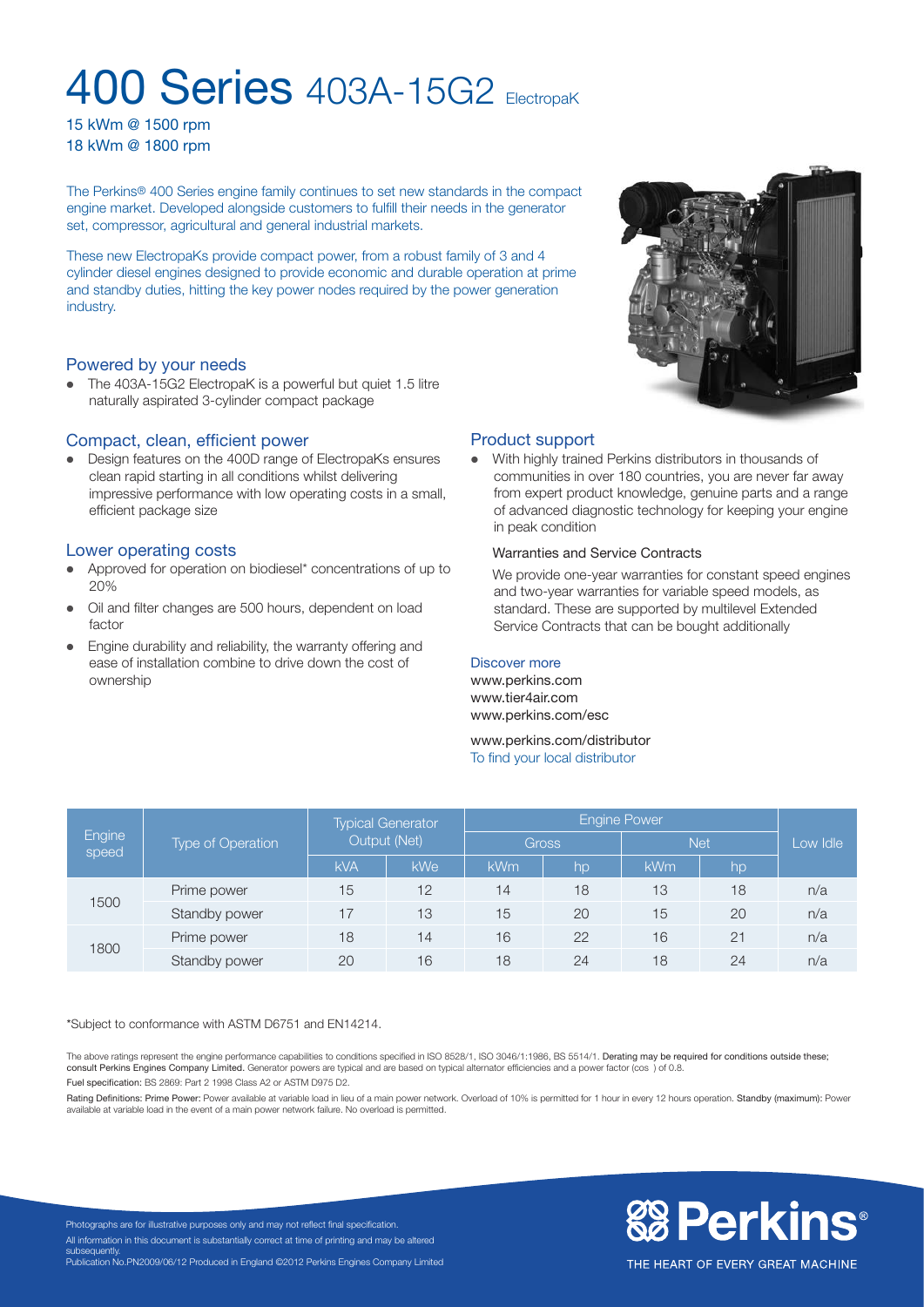# 400 Series 403A-15G2 ElectropaK

15 kWm @ 1500 rpm
18 kWm @ 1800 rpm

The Perkins® 400 Series engine family continues to set new standards in the compact engine market. Developed alongside customers to fulfill their needs in the generator set, compressor, agricultural and general industrial markets.

These new ElectropaKs provide compact power, from a robust family of 3 and 4 cylinder diesel engines designed to provide economic and durable operation at prime and standby duties, hitting the key power nodes required by the power generation industry.

## Powered by your needs

- The 403A-15G2 ElectropaK is a powerful but quiet 1.5 litre naturally aspirated 3-cylinder compact package

## Compact, clean, efficient power

- Design features on the 400D range of ElectropaKs ensures clean rapid starting in all conditions whilst delivering impressive performance with low operating costs in a small, efficient package size

## Lower operating costs

- Approved for operation on biodiesel* concentrations of up to 20%
- Oil and filter changes are 500 hours, dependent on load factor
- Engine durability and reliability, the warranty offering and ease of installation combine to drive down the cost of ownership

## Product support

- With highly trained Perkins distributors in thousands of communities in over 180 countries, you are never far away from expert product knowledge, genuine parts and a range of advanced diagnostic technology for keeping your engine in peak condition

### Warranties and Service Contracts

We provide one-year warranties for constant speed engines and two-year warranties for variable speed models, as standard. These are supported by multilevel Extended Service Contracts that can be bought additionally

### Discover more

www.perkins.com
www.tier4air.com
www.perkins.com/esc

www.perkins.com/distributor
To find your local distributor

| Engine speed | Type of Operation | Typical Generator Output (Net) | | Engine Power | | | | Low Idle |
|---|---|---|---|---|---|---|---|---|
| | | | | Gross | | Net | | |
| | | kVA | kWe | kWm | hp | kWm | hp | |
| 1500 | Prime power | 15 | 12 | 14 | 18 | 13 | 18 | n/a |
| | Standby power | 17 | 13 | 15 | 20 | 15 | 20 | n/a |
| 1800 | Prime power | 18 | 14 | 16 | 22 | 16 | 21 | n/a |
| | Standby power | 20 | 16 | 18 | 24 | 18 | 24 | n/a |

*Subject to conformance with ASTM D6751 and EN14214.

The above ratings represent the engine performance capabilities to conditions specified in ISO 8528/1, ISO 3046/1:1986, BS 5514/1. **Derating may be required for conditions outside these; consult Perkins Engines Company Limited.** Generator powers are typical and are based on typical alternator efficiencies and a power factor (cos ) of 0.8.

Fuel specification: BS 2869: Part 2 1998 Class A2 or ASTM D975 D2.

Rating Definitions: **Prime Power:** Power available at variable load in lieu of a main power network. Overload of 10% is permitted for 1 hour in every 12 hours operation. **Standby (maximum):** Power available at variable load in the event of a main power network failure. No overload is permitted.

Photographs are for illustrative purposes only and may not reflect final specification.
All information in this document is substantially correct at time of printing and may be altered subsequently.
Publication No.PN2009/06/12 Produced in England ©2012 Perkins Engines Company Limited

Perkins®
THE HEART OF EVERY GREAT MACHINE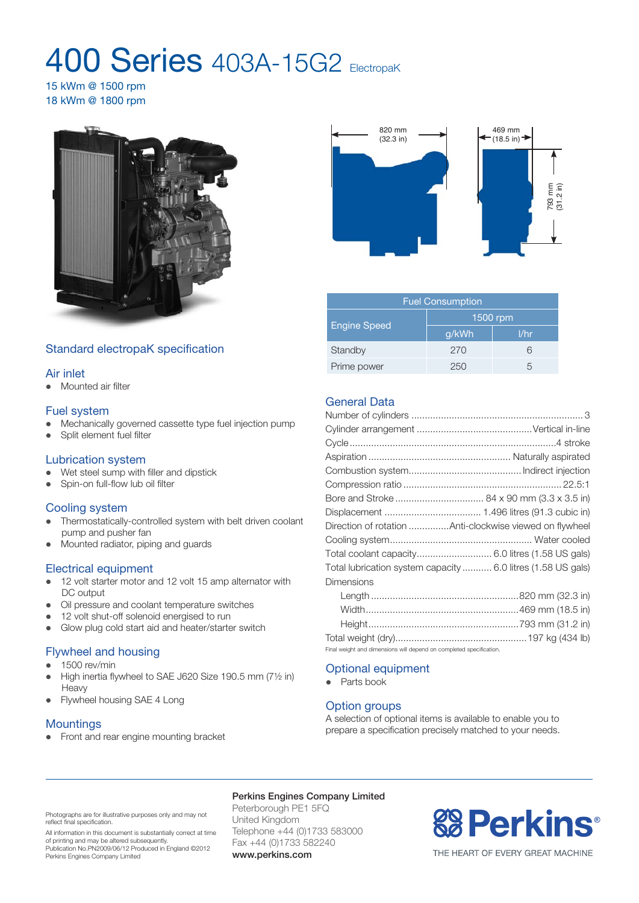# 400 Series 403A-15G2 ElectropaK

15 kWm @ 1500 rpm
18 kWm @ 1800 rpm

820 mm (32.3 in)
469 mm (18.5 in)
793 mm (31.2 in)

| Fuel Consumption | | |
|---|---|---|
| Engine Speed | 1500 rpm | |
| | g/kWh | l/hr |
| Standby | 270 | 6 |
| Prime power | 250 | 5 |

## Standard electropaK specification

### Air inlet

- Mounted air filter

### Fuel system

- Mechanically governed cassette type fuel injection pump
- Split element fuel filter

### Lubrication system

- Wet steel sump with filler and dipstick
- Spin-on full-flow lub oil filter

### Cooling system

- Thermostatically-controlled system with belt driven coolant pump and pusher fan
- Mounted radiator, piping and guards

### Electrical equipment

- 12 volt starter motor and 12 volt 15 amp alternator with DC output
- Oil pressure and coolant temperature switches
- 12 volt shut-off solenoid energised to run
- Glow plug cold start aid and heater/starter switch

### Flywheel and housing

- 1500 rev/min
- High inertia flywheel to SAE J620 Size 190.5 mm (7½ in) Heavy
- Flywheel housing SAE 4 Long

### Mountings

- Front and rear engine mounting bracket

## General Data

| | |
|---|---|
| Number of cylinders | 3 |
| Cylinder arrangement | Vertical in-line |
| Cycle | 4 stroke |
| Aspiration | Naturally aspirated |
| Combustion system | Indirect injection |
| Compression ratio | 22.5:1 |
| Bore and Stroke | 84 x 90 mm (3.3 x 3.5 in) |
| Displacement | 1.496 litres (91.3 cubic in) |
| Direction of rotation | Anti-clockwise viewed on flywheel |
| Cooling system | Water cooled |
| Total coolant capacity | 6.0 litres (1.58 US gals) |
| Total lubrication system capacity | 6.0 litres (1.58 US gals) |
| Dimensions | |
| Length | 820 mm (32.3 in) |
| Width | 469 mm (18.5 in) |
| Height | 793 mm (31.2 in) |
| Total weight (dry) | 197 kg (434 lb) |

Final weight and dimensions will depend on completed specification.

## Optional equipment

- Parts book

## Option groups

A selection of optional items is available to enable you to prepare a specification precisely matched to your needs.

---

Photographs are for illustrative purposes only and may not reflect final specification.

All information in this document is substantially correct at time of printing and may be altered subsequently.
Publication No.PN2009/06/12 Produced in England ©2012 Perkins Engines Company Limited

**Perkins Engines Company Limited**
Peterborough PE1 5FQ
United Kingdom
Telephone +44 (0)1733 583000
Fax +44 (0)1733 582240
**www.perkins.com**

Perkins®
THE HEART OF EVERY GREAT MACHINE